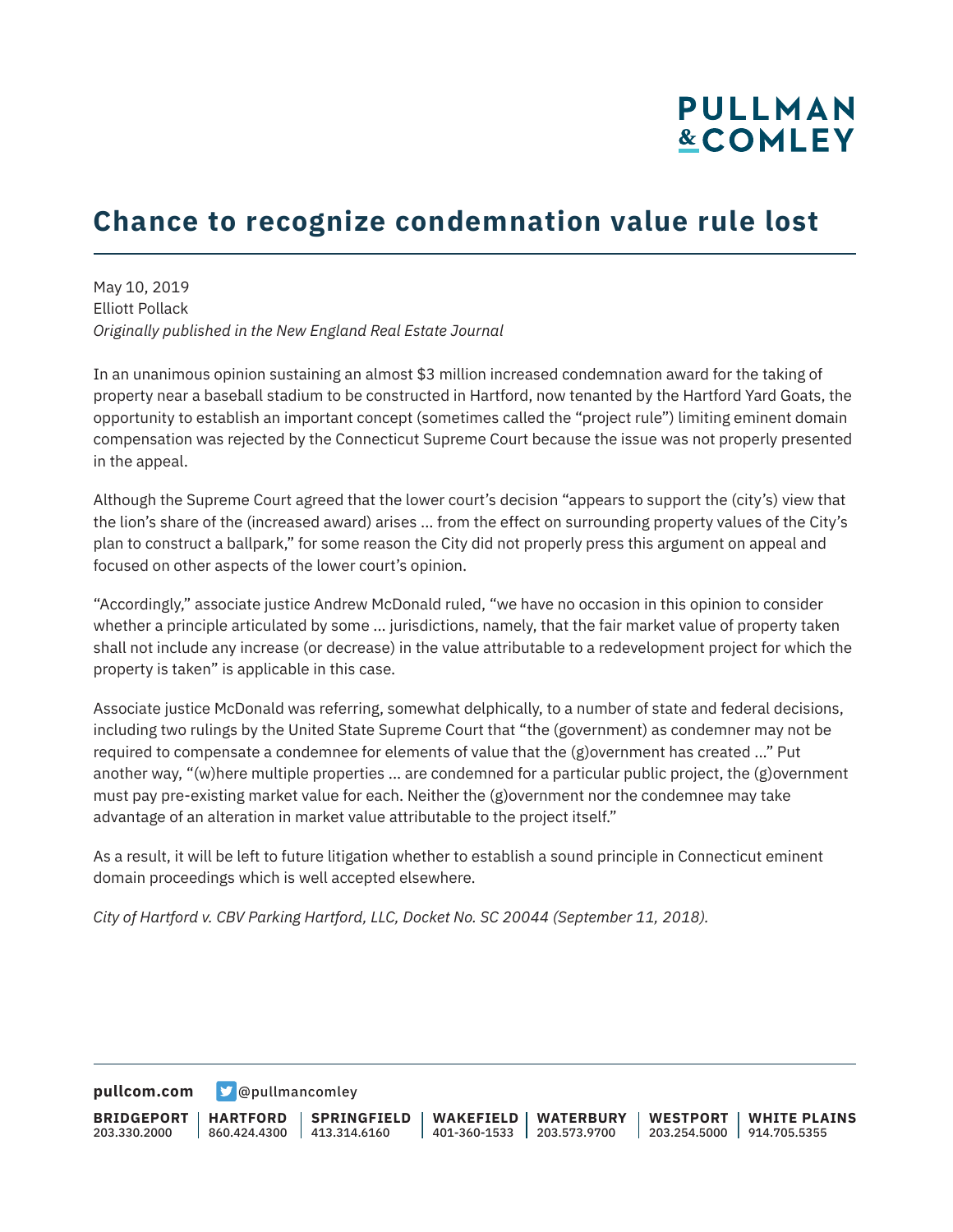# Chance to recognize condemnation value rule lost

May 10, 2019
Elliott Pollack
*Originally published in the New England Real Estate Journal*

In an unanimous opinion sustaining an almost $3 million increased condemnation award for the taking of property near a baseball stadium to be constructed in Hartford, now tenanted by the Hartford Yard Goats, the opportunity to establish an important concept (sometimes called the "project rule") limiting eminent domain compensation was rejected by the Connecticut Supreme Court because the issue was not properly presented in the appeal.

Although the Supreme Court agreed that the lower court's decision "appears to support the (city's) view that the lion's share of the (increased award) arises … from the effect on surrounding property values of the City's plan to construct a ballpark," for some reason the City did not properly press this argument on appeal and focused on other aspects of the lower court's opinion.

"Accordingly," associate justice Andrew McDonald ruled, "we have no occasion in this opinion to consider whether a principle articulated by some … jurisdictions, namely, that the fair market value of property taken shall not include any increase (or decrease) in the value attributable to a redevelopment project for which the property is taken" is applicable in this case.

Associate justice McDonald was referring, somewhat delphically, to a number of state and federal decisions, including two rulings by the United State Supreme Court that "the (government) as condemner may not be required to compensate a condemnee for elements of value that the (g)overnment has created …" Put another way, "(w)here multiple properties … are condemned for a particular public project, the (g)overnment must pay pre-existing market value for each. Neither the (g)overnment nor the condemnee may take advantage of an alteration in market value attributable to the project itself."

As a result, it will be left to future litigation whether to establish a sound principle in Connecticut eminent domain proceedings which is well accepted elsewhere.

*City of Hartford v. CBV Parking Hartford, LLC, Docket No. SC 20044 (September 11, 2018).*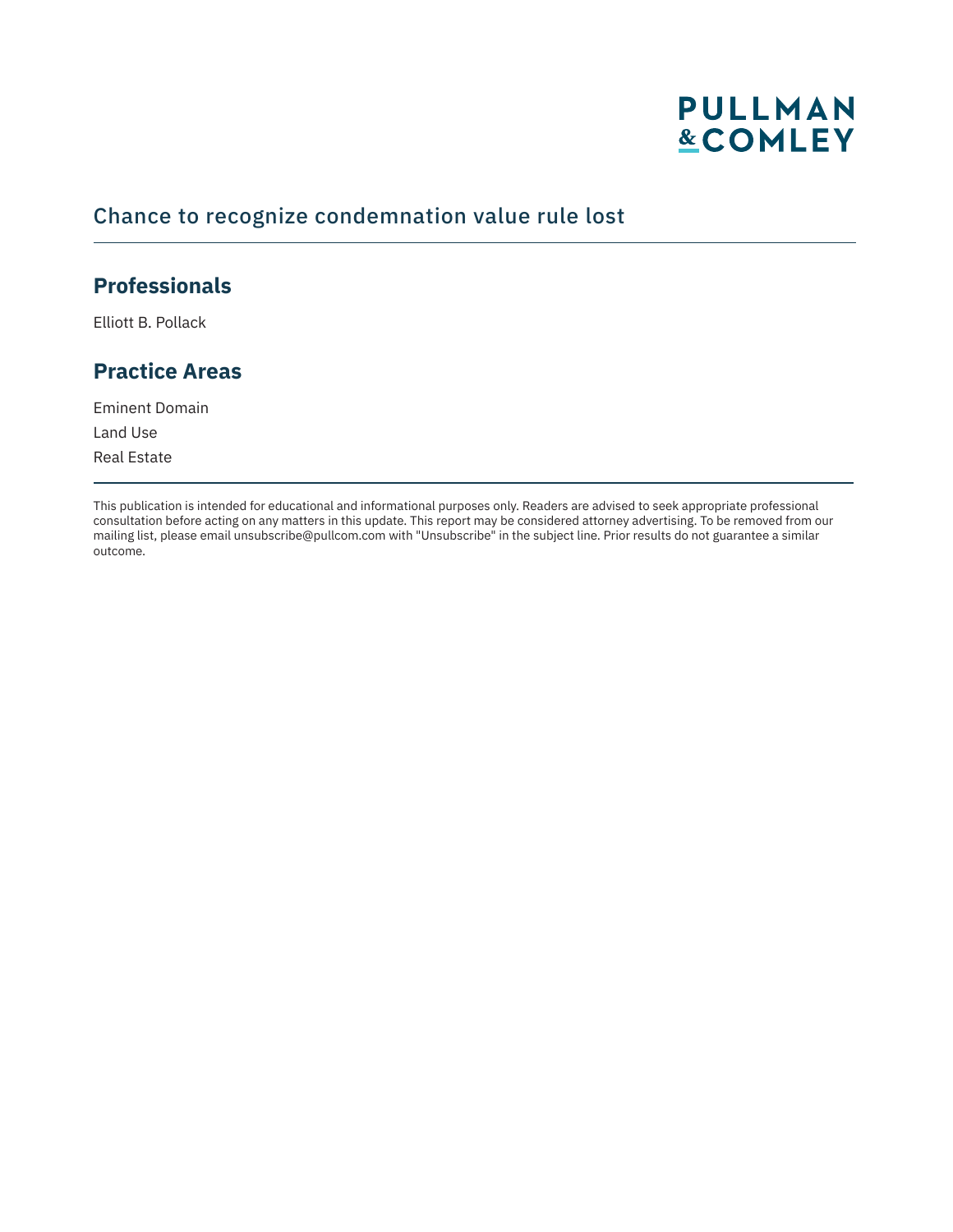Chance to recognize condemnation value rule lost

## Professionals

Elliott B. Pollack

## Practice Areas

Eminent Domain

Land Use

Real Estate

This publication is intended for educational and informational purposes only. Readers are advised to seek appropriate professional consultation before acting on any matters in this update. This report may be considered attorney advertising. To be removed from our mailing list, please email unsubscribe@pullcom.com with "Unsubscribe" in the subject line. Prior results do not guarantee a similar outcome.